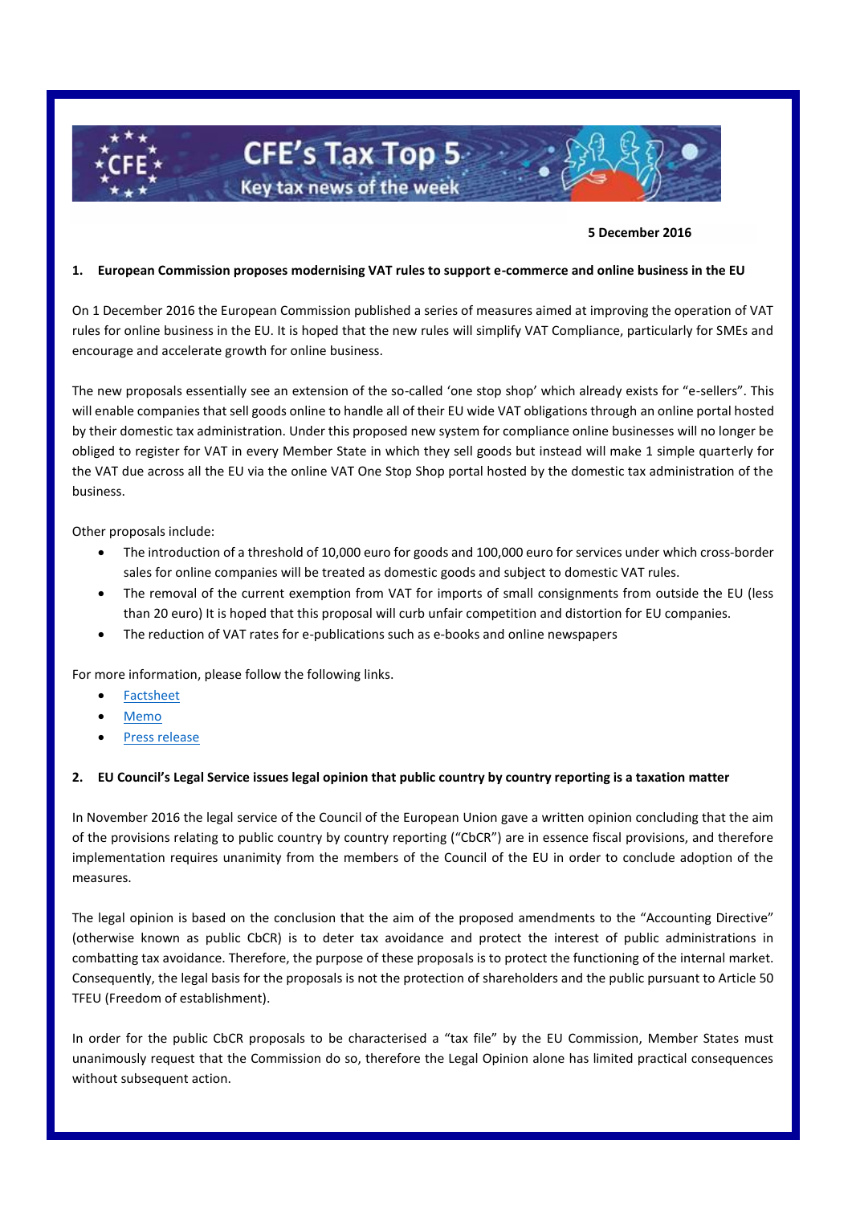# CFE's Tax Top 5

Key tax news of the week

**5 December 2016**

## 1. European Commission proposes modernising VAT rules to support e-commerce and online business in the EU

On 1 December 2016 the European Commission published a series of measures aimed at improving the operation of VAT rules for online business in the EU. It is hoped that the new rules will simplify VAT Compliance, particularly for SMEs and encourage and accelerate growth for online business.

The new proposals essentially see an extension of the so-called 'one stop shop' which already exists for "e-sellers". This will enable companies that sell goods online to handle all of their EU wide VAT obligations through an online portal hosted by their domestic tax administration. Under this proposed new system for compliance online businesses will no longer be obliged to register for VAT in every Member State in which they sell goods but instead will make 1 simple quarterly for the VAT due across all the EU via the online VAT One Stop Shop portal hosted by the domestic tax administration of the business.

Other proposals include:

- The introduction of a threshold of 10,000 euro for goods and 100,000 euro for services under which cross-border sales for online companies will be treated as domestic goods and subject to domestic VAT rules.
- The removal of the current exemption from VAT for imports of small consignments from outside the EU (less than 20 euro) It is hoped that this proposal will curb unfair competition and distortion for EU companies.
- The reduction of VAT rates for e-publications such as e-books and online newspapers

For more information, please follow the following links.

- Factsheet
- Memo
- Press release

## 2. EU Council's Legal Service issues legal opinion that public country by country reporting is a taxation matter

In November 2016 the legal service of the Council of the European Union gave a written opinion concluding that the aim of the provisions relating to public country by country reporting ("CbCR") are in essence fiscal provisions, and therefore implementation requires unanimity from the members of the Council of the EU in order to conclude adoption of the measures.

The legal opinion is based on the conclusion that the aim of the proposed amendments to the "Accounting Directive" (otherwise known as public CbCR) is to deter tax avoidance and protect the interest of public administrations in combatting tax avoidance. Therefore, the purpose of these proposals is to protect the functioning of the internal market. Consequently, the legal basis for the proposals is not the protection of shareholders and the public pursuant to Article 50 TFEU (Freedom of establishment).

In order for the public CbCR proposals to be characterised a "tax file" by the EU Commission, Member States must unanimously request that the Commission do so, therefore the Legal Opinion alone has limited practical consequences without subsequent action.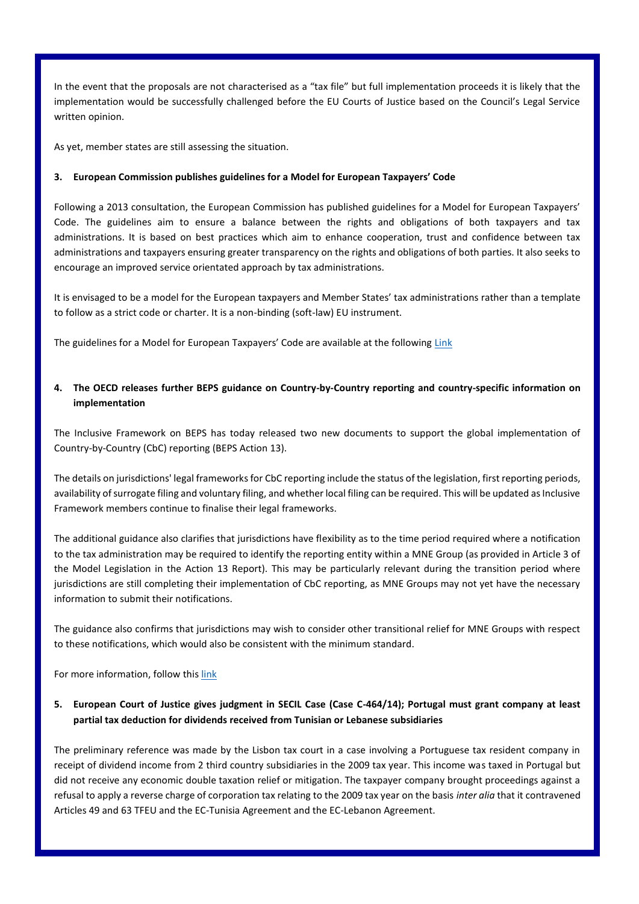In the event that the proposals are not characterised as a "tax file" but full implementation proceeds it is likely that the implementation would be successfully challenged before the EU Courts of Justice based on the Council's Legal Service written opinion.

As yet, member states are still assessing the situation.

**3. European Commission publishes guidelines for a Model for European Taxpayers' Code**

Following a 2013 consultation, the European Commission has published guidelines for a Model for European Taxpayers' Code. The guidelines aim to ensure a balance between the rights and obligations of both taxpayers and tax administrations. It is based on best practices which aim to enhance cooperation, trust and confidence between tax administrations and taxpayers ensuring greater transparency on the rights and obligations of both parties. It also seeks to encourage an improved service orientated approach by tax administrations.

It is envisaged to be a model for the European taxpayers and Member States' tax administrations rather than a template to follow as a strict code or charter. It is a non-binding (soft-law) EU instrument.

The guidelines for a Model for European Taxpayers' Code are available at the following Link

**4. The OECD releases further BEPS guidance on Country-by-Country reporting and country-specific information on implementation**

The Inclusive Framework on BEPS has today released two new documents to support the global implementation of Country-by-Country (CbC) reporting (BEPS Action 13).

The details on jurisdictions' legal frameworks for CbC reporting include the status of the legislation, first reporting periods, availability of surrogate filing and voluntary filing, and whether local filing can be required. This will be updated as Inclusive Framework members continue to finalise their legal frameworks.

The additional guidance also clarifies that jurisdictions have flexibility as to the time period required where a notification to the tax administration may be required to identify the reporting entity within a MNE Group (as provided in Article 3 of the Model Legislation in the Action 13 Report). This may be particularly relevant during the transition period where jurisdictions are still completing their implementation of CbC reporting, as MNE Groups may not yet have the necessary information to submit their notifications.

The guidance also confirms that jurisdictions may wish to consider other transitional relief for MNE Groups with respect to these notifications, which would also be consistent with the minimum standard.

For more information, follow this link

**5. European Court of Justice gives judgment in SECIL Case (Case C-464/14); Portugal must grant company at least partial tax deduction for dividends received from Tunisian or Lebanese subsidiaries**

The preliminary reference was made by the Lisbon tax court in a case involving a Portuguese tax resident company in receipt of dividend income from 2 third country subsidiaries in the 2009 tax year. This income was taxed in Portugal but did not receive any economic double taxation relief or mitigation. The taxpayer company brought proceedings against a refusal to apply a reverse charge of corporation tax relating to the 2009 tax year on the basis *inter alia* that it contravened Articles 49 and 63 TFEU and the EC-Tunisia Agreement and the EC-Lebanon Agreement.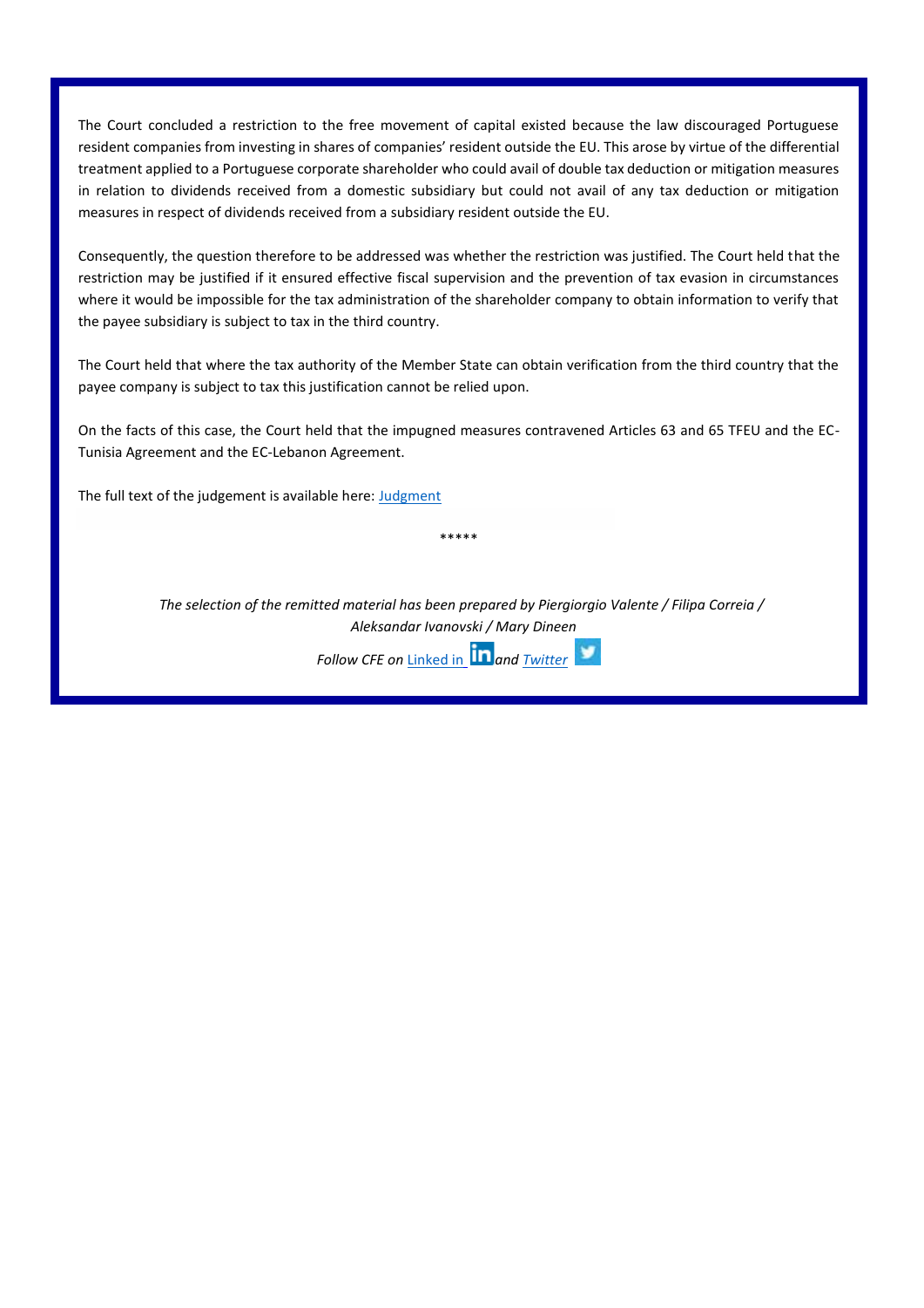The Court concluded a restriction to the free movement of capital existed because the law discouraged Portuguese resident companies from investing in shares of companies' resident outside the EU. This arose by virtue of the differential treatment applied to a Portuguese corporate shareholder who could avail of double tax deduction or mitigation measures in relation to dividends received from a domestic subsidiary but could not avail of any tax deduction or mitigation measures in respect of dividends received from a subsidiary resident outside the EU.

Consequently, the question therefore to be addressed was whether the restriction was justified. The Court held that the restriction may be justified if it ensured effective fiscal supervision and the prevention of tax evasion in circumstances where it would be impossible for the tax administration of the shareholder company to obtain information to verify that the payee subsidiary is subject to tax in the third country.

The Court held that where the tax authority of the Member State can obtain verification from the third country that the payee company is subject to tax this justification cannot be relied upon.

On the facts of this case, the Court held that the impugned measures contravened Articles 63 and 65 TFEU and the EC-Tunisia Agreement and the EC-Lebanon Agreement.

The full text of the judgement is available here: [Judgment]

*****

*The selection of the remitted material has been prepared by Piergiorgio Valente / Filipa Correia / Aleksandar Ivanovski / Mary Dineen*

*Follow CFE on* [Linked in] *and* [*Twitter*]